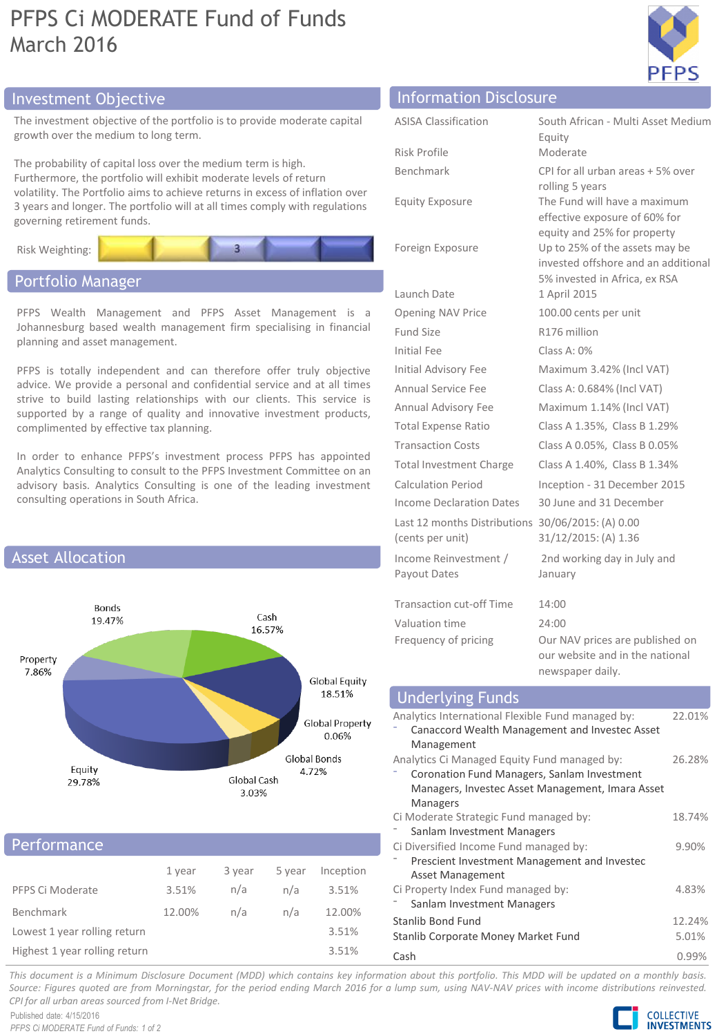# PFPS Ci MODERATE Fund of Funds
## March 2016

## Investment Objective

The investment objective of the portfolio is to provide moderate capital growth over the medium to long term.

The probability of capital loss over the medium term is high. Furthermore, the portfolio will exhibit moderate levels of return volatility. The Portfolio aims to achieve returns in excess of inflation over 3 years and longer. The portfolio will at all times comply with regulations governing retirement funds.

Risk Weighting: 3

## Portfolio Manager

PFPS Wealth Management and PFPS Asset Management is a Johannesburg based wealth management firm specialising in financial planning and asset management.

PFPS is totally independent and can therefore offer truly objective advice. We provide a personal and confidential service and at all times strive to build lasting relationships with our clients. This service is supported by a range of quality and innovative investment products, complimented by effective tax planning.

In order to enhance PFPS's investment process PFPS has appointed Analytics Consulting to consult to the PFPS Investment Committee on an advisory basis. Analytics Consulting is one of the leading investment consulting operations in South Africa.

## Asset Allocation

| Asset | Allocation |
|---|---|
| Bonds | 19.47% |
| Cash | 16.57% |
| Property | 7.86% |
| Global Equity | 18.51% |
| Global Property | 0.06% |
| Global Bonds | 4.72% |
| Equity | 29.78% |
| Global Cash | 3.03% |

## Performance

| | 1 year | 3 year | 5 year | Inception |
|---|---|---|---|---|
| PFPS Ci Moderate | 3.51% | n/a | n/a | 3.51% |
| Benchmark | 12.00% | n/a | n/a | 12.00% |
| Lowest 1 year rolling return | | | | 3.51% |
| Highest 1 year rolling return | | | | 3.51% |

## Information Disclosure

| | |
|---|---|
| ASISA Classification | South African - Multi Asset Medium Equity |
| Risk Profile | Moderate |
| Benchmark | CPI for all urban areas + 5% over rolling 5 years |
| Equity Exposure | The Fund will have a maximum effective exposure of 60% for equity and 25% for property |
| Foreign Exposure | Up to 25% of the assets may be invested offshore and an additional 5% invested in Africa, ex RSA |
| Launch Date | 1 April 2015 |
| Opening NAV Price | 100.00 cents per unit |
| Fund Size | R176 million |
| Initial Fee | Class A: 0% |
| Initial Advisory Fee | Maximum 3.42% (Incl VAT) |
| Annual Service Fee | Class A: 0.684% (Incl VAT) |
| Annual Advisory Fee | Maximum 1.14% (Incl VAT) |
| Total Expense Ratio | Class A 1.35%, Class B 1.29% |
| Transaction Costs | Class A 0.05%, Class B 0.05% |
| Total Investment Charge | Class A 1.40%, Class B 1.34% |
| Calculation Period | Inception - 31 December 2015 |
| Income Declaration Dates | 30 June and 31 December |
| Last 12 months Distributions (cents per unit) | 30/06/2015: (A) 0.00<br>31/12/2015: (A) 1.36 |
| Income Reinvestment / Payout Dates | 2nd working day in July and January |
| Transaction cut-off Time | 14:00 |
| Valuation time | 24:00 |
| Frequency of pricing | Our NAV prices are published on our website and in the national newspaper daily. |

## Underlying Funds

| Fund | Weight |
|---|---|
| Analytics International Flexible Fund managed by:<br>- Canaccord Wealth Management and Investec Asset Management | 22.01% |
| Analytics Ci Managed Equity Fund managed by:<br>- Coronation Fund Managers, Sanlam Investment Managers, Investec Asset Management, Imara Asset Managers | 26.28% |
| Ci Moderate Strategic Fund managed by:<br>- Sanlam Investment Managers | 18.74% |
| Ci Diversified Income Fund managed by:<br>- Prescient Investment Management and Investec Asset Management | 9.90% |
| Ci Property Index Fund managed by:<br>- Sanlam Investment Managers | 4.83% |
| Stanlib Bond Fund | 12.24% |
| Stanlib Corporate Money Market Fund | 5.01% |
| Cash | 0.99% |

*This document is a Minimum Disclosure Document (MDD) which contains key information about this portfolio. This MDD will be updated on a monthly basis. Source: Figures quoted are from Morningstar, for the period ending March 2016 for a lump sum, using NAV-NAV prices with income distributions reinvested. CPI for all urban areas sourced from I-Net Bridge.*

Published date: 4/15/2016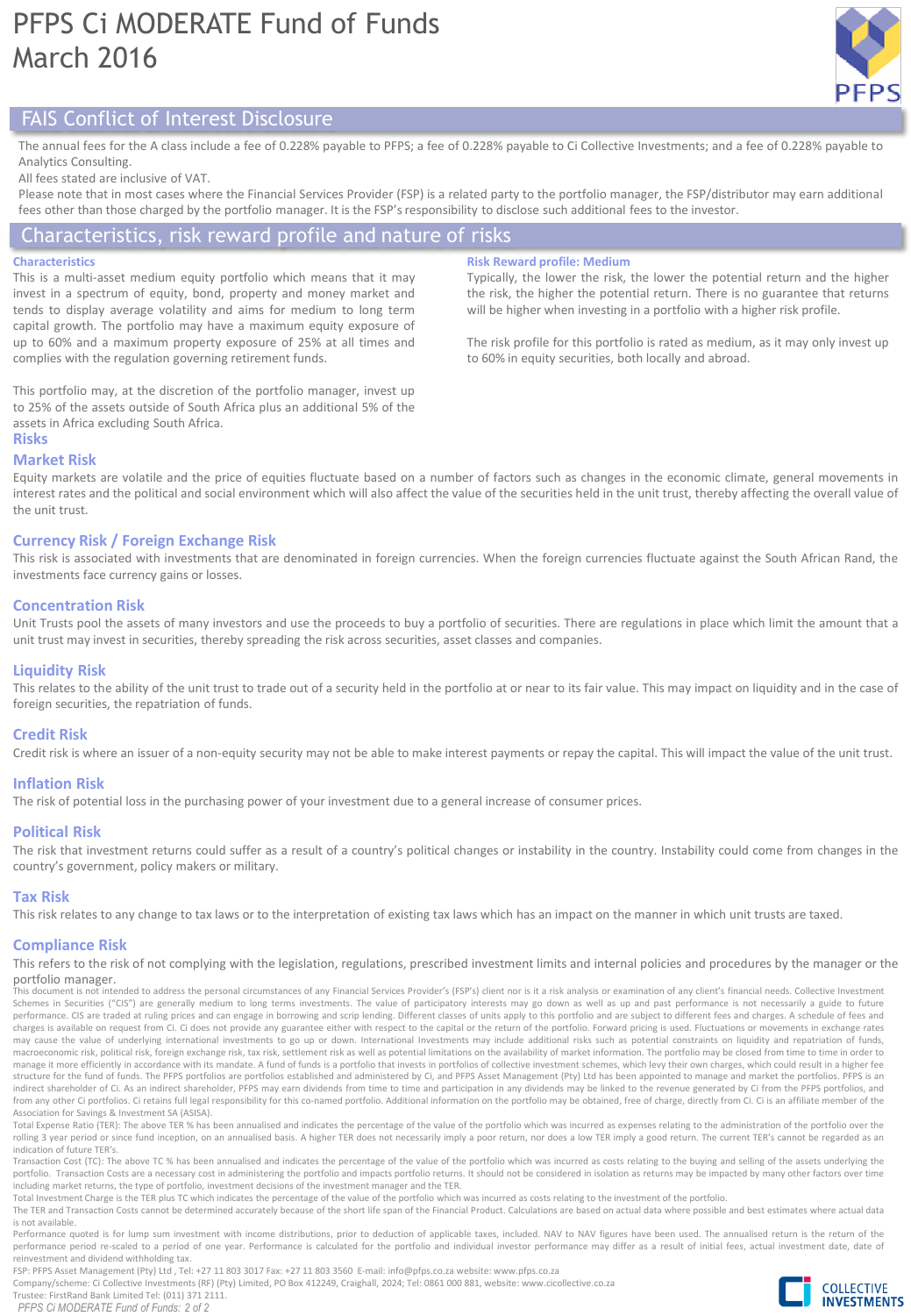# PFPS Ci MODERATE Fund of Funds
March 2016

## FAIS Conflict of Interest Disclosure

The annual fees for the A class include a fee of 0.228% payable to PFPS; a fee of 0.228% payable to Ci Collective Investments; and a fee of 0.228% payable to Analytics Consulting.

All fees stated are inclusive of VAT.

Please note that in most cases where the Financial Services Provider (FSP) is a related party to the portfolio manager, the FSP/distributor may earn additional fees other than those charged by the portfolio manager. It is the FSP's responsibility to disclose such additional fees to the investor.

## Characteristics, risk reward profile and nature of risks

### Characteristics

This is a multi-asset medium equity portfolio which means that it may invest in a spectrum of equity, bond, property and money market and tends to display average volatility and aims for medium to long term capital growth. The portfolio may have a maximum equity exposure of up to 60% and a maximum property exposure of 25% at all times and complies with the regulation governing retirement funds.

This portfolio may, at the discretion of the portfolio manager, invest up to 25% of the assets outside of South Africa plus an additional 5% of the assets in Africa excluding South Africa.

### Risk Reward profile: Medium

Typically, the lower the risk, the lower the potential return and the higher the risk, the higher the potential return. There is no guarantee that returns will be higher when investing in a portfolio with a higher risk profile.

The risk profile for this portfolio is rated as medium, as it may only invest up to 60% in equity securities, both locally and abroad.

### Risks

#### Market Risk

Equity markets are volatile and the price of equities fluctuate based on a number of factors such as changes in the economic climate, general movements in interest rates and the political and social environment which will also affect the value of the securities held in the unit trust, thereby affecting the overall value of the unit trust.

#### Currency Risk / Foreign Exchange Risk

This risk is associated with investments that are denominated in foreign currencies. When the foreign currencies fluctuate against the South African Rand, the investments face currency gains or losses.

#### Concentration Risk

Unit Trusts pool the assets of many investors and use the proceeds to buy a portfolio of securities. There are regulations in place which limit the amount that a unit trust may invest in securities, thereby spreading the risk across securities, asset classes and companies.

#### Liquidity Risk

This relates to the ability of the unit trust to trade out of a security held in the portfolio at or near to its fair value. This may impact on liquidity and in the case of foreign securities, the repatriation of funds.

#### Credit Risk

Credit risk is where an issuer of a non-equity security may not be able to make interest payments or repay the capital. This will impact the value of the unit trust.

#### Inflation Risk

The risk of potential loss in the purchasing power of your investment due to a general increase of consumer prices.

#### Political Risk

The risk that investment returns could suffer as a result of a country's political changes or instability in the country. Instability could come from changes in the country's government, policy makers or military.

#### Tax Risk

This risk relates to any change to tax laws or to the interpretation of existing tax laws which has an impact on the manner in which unit trusts are taxed.

#### Compliance Risk

This refers to the risk of not complying with the legislation, regulations, prescribed investment limits and internal policies and procedures by the manager or the portfolio manager.

This document is not intended to address the personal circumstances of any Financial Services Provider's (FSP's) client nor is it a risk analysis or examination of any client's financial needs. Collective Investment Schemes in Securities ("CIS") are generally medium to long terms investments. The value of participatory interests may go down as well as up and past performance is not necessarily a guide to future performance. CIS are traded at ruling prices and can engage in borrowing and scrip lending. Different classes of units apply to this portfolio and are subject to different fees and charges. A schedule of fees and charges is available on request from Ci. Ci does not provide any guarantee either with respect to the capital or the return of the portfolio. Forward pricing is used. Fluctuations or movements in exchange rates may cause the value of underlying international investments to go up or down. International Investments may include additional risks such as potential constraints on liquidity and repatriation of funds, macroeconomic risk, political risk, foreign exchange risk, tax risk, settlement risk as well as potential limitations on the availability of market information. The portfolio may be closed from time to time in order to manage it more efficiently in accordance with its mandate. A fund of funds is a portfolio that invests in portfolios of collective investment schemes, which levy their own charges, which could result in a higher fee structure for the fund of funds. The PFPS portfolios are portfolios established and administered by Ci, and PFPS Asset Management (Pty) Ltd has been appointed to manage and market the portfolios. PFPS is an indirect shareholder of Ci. As an indirect shareholder, PFPS may earn dividends from time to time and participation in any dividends may be linked to the revenue generated by Ci from the PFPS portfolios, and from any other Ci portfolios. Ci retains full legal responsibility for this co-named portfolio. Additional information on the portfolio may be obtained, free of charge, directly from Ci. Ci is an affiliate member of the Association for Savings & Investment SA (ASISA).

Total Expense Ratio (TER): The above TER % has been annualised and indicates the percentage of the value of the portfolio which was incurred as expenses relating to the administration of the portfolio over the rolling 3 year period or since fund inception, on an annualised basis. A higher TER does not necessarily imply a poor return, nor does a low TER imply a good return. The current TER's cannot be regarded as an indication of future TER's.

Transaction Cost (TC): The above TC % has been annualised and indicates the percentage of the value of the portfolio which was incurred as costs relating to the buying and selling of the assets underlying the portfolio. Transaction Costs are a necessary cost in administering the portfolio and impacts portfolio returns. It should not be considered in isolation as returns may be impacted by many other factors over time including market returns, the type of portfolio, investment decisions of the investment manager and the TER.

Total Investment Charge is the TER plus TC which indicates the percentage of the value of the portfolio which was incurred as costs relating to the investment of the portfolio.

The TER and Transaction Costs cannot be determined accurately because of the short life span of the Financial Product. Calculations are based on actual data where possible and best estimates where actual data is not available.

Performance quoted is for lump sum investment with income distributions, prior to deduction of applicable taxes, included. NAV to NAV figures have been used. The annualised return is the return of the performance period re-scaled to a period of one year. Performance is calculated for the portfolio and individual investor performance may differ as a result of initial fees, actual investment date, date of reinvestment and dividend withholding tax.

FSP: PFPS Asset Management (Pty) Ltd , Tel: +27 11 803 3017 Fax: +27 11 803 3560 E-mail: info@pfps.co.za website: www.pfps.co.za

Company/scheme: Ci Collective Investments (RF) (Pty) Limited, PO Box 412249, Craighall, 2024; Tel: 0861 000 881, website: www.cicollective.co.za

Trustee: FirstRand Bank Limited Tel: (011) 371 2111.